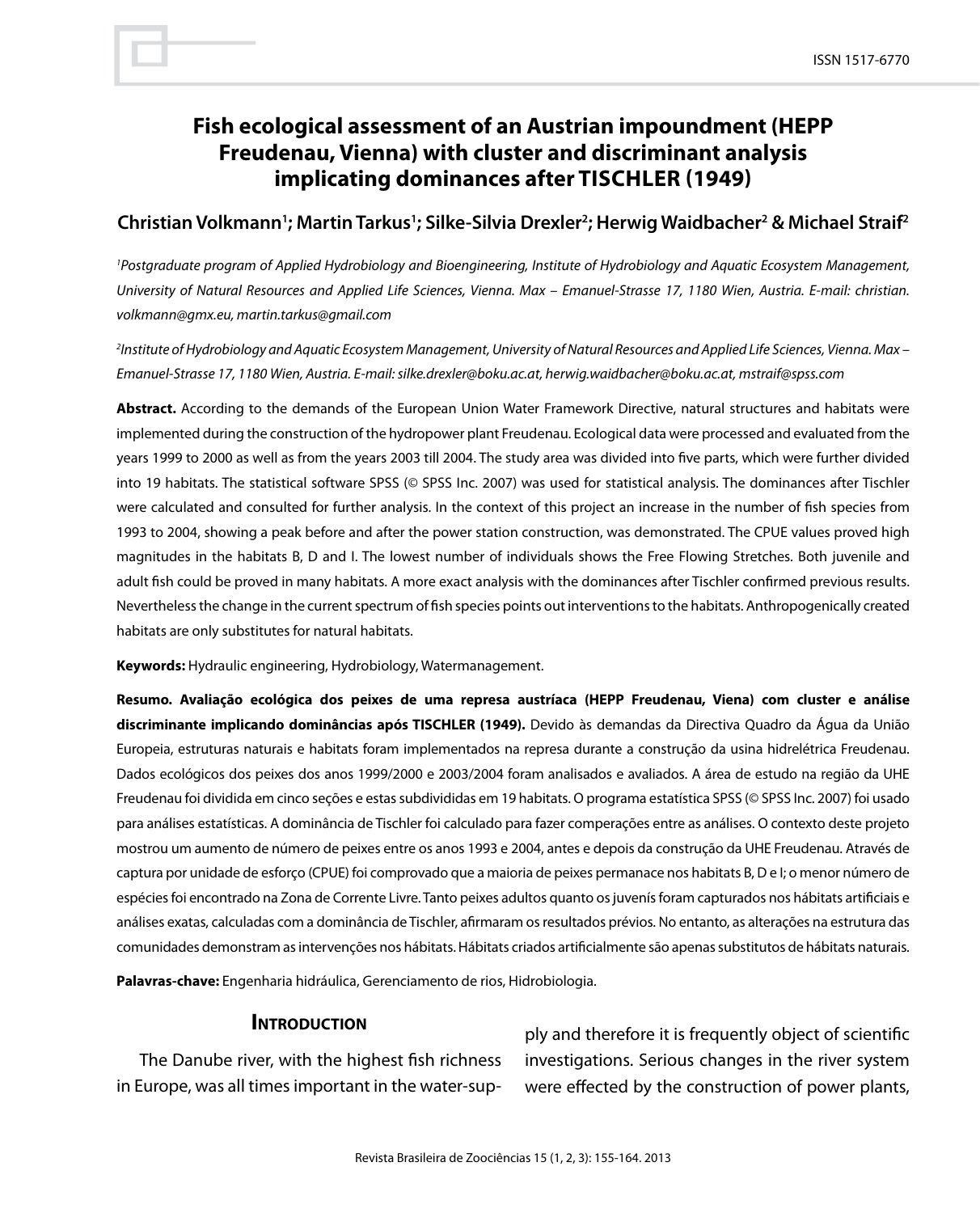# Fish ecological assessment of an Austrian impoundment (HEPP Freudenau, Vienna) with cluster and discriminant analysis implicating dominances after TISCHLER (1949)

**Christian Volkmann[1]; Martin Tarkus[1]; Silke-Silvia Drexler[2]; Herwig Waidbacher[2] & Michael Straif[2]**

*[1]Postgraduate program of Applied Hydrobiology and Bioengineering, Institute of Hydrobiology and Aquatic Ecosystem Management, University of Natural Resources and Applied Life Sciences, Vienna. Max – Emanuel-Strasse 17, 1180 Wien, Austria. E-mail: christian.volkmann@gmx.eu, martin.tarkus@gmail.com*

*[2]Institute of Hydrobiology and Aquatic Ecosystem Management, University of Natural Resources and Applied Life Sciences, Vienna. Max – Emanuel-Strasse 17, 1180 Wien, Austria. E-mail: silke.drexler@boku.ac.at, herwig.waidbacher@boku.ac.at, mstraif@spss.com*

**Abstract.** According to the demands of the European Union Water Framework Directive, natural structures and habitats were implemented during the construction of the hydropower plant Freudenau. Ecological data were processed and evaluated from the years 1999 to 2000 as well as from the years 2003 till 2004. The study area was divided into five parts, which were further divided into 19 habitats. The statistical software SPSS (© SPSS Inc. 2007) was used for statistical analysis. The dominances after Tischler were calculated and consulted for further analysis. In the context of this project an increase in the number of fish species from 1993 to 2004, showing a peak before and after the power station construction, was demonstrated. The CPUE values proved high magnitudes in the habitats B, D and I. The lowest number of individuals shows the Free Flowing Stretches. Both juvenile and adult fish could be proved in many habitats. A more exact analysis with the dominances after Tischler confirmed previous results. Nevertheless the change in the current spectrum of fish species points out interventions to the habitats. Anthropogenically created habitats are only substitutes for natural habitats.

**Keywords:** Hydraulic engineering, Hydrobiology, Watermanagement.

**Resumo. Avaliação ecológica dos peixes de uma represa austríaca (HEPP Freudenau, Viena) com cluster e análise discriminante implicando dominâncias após TISCHLER (1949).** Devido às demandas da Directiva Quadro da Água da União Europeia, estruturas naturais e habitats foram implementados na represa durante a construção da usina hidrelétrica Freudenau. Dados ecológicos dos peixes dos anos 1999/2000 e 2003/2004 foram analisados e avaliados. A área de estudo na região da UHE Freudenau foi dividida em cinco seções e estas subdivididas em 19 habitats. O programa estatística SPSS (© SPSS Inc. 2007) foi usado para análises estatísticas. A dominância de Tischler foi calculado para fazer comperações entre as análises. O contexto deste projeto mostrou um aumento de número de peixes entre os anos 1993 e 2004, antes e depois da construção da UHE Freudenau. Através de captura por unidade de esforço (CPUE) foi comprovado que a maioria de peixes permanace nos habitats B, D e I; o menor número de espécies foi encontrado na Zona de Corrente Livre. Tanto peixes adultos quanto os juvenís foram capturados nos hábitats artificiais e análises exatas, calculadas com a dominância de Tischler, afirmaram os resultados prévios. No entanto, as alterações na estrutura das comunidades demonstram as intervenções nos hábitats. Hábitats criados artificialmente são apenas substitutos de hábitats naturais.

**Palavras-chave:** Engenharia hidráulica, Gerenciamento de rios, Hidrobiologia.

## Introduction

The Danube river, with the highest fish richness in Europe, was all times important in the water-supply and therefore it is frequently object of scientific investigations. Serious changes in the river system were effected by the construction of power plants,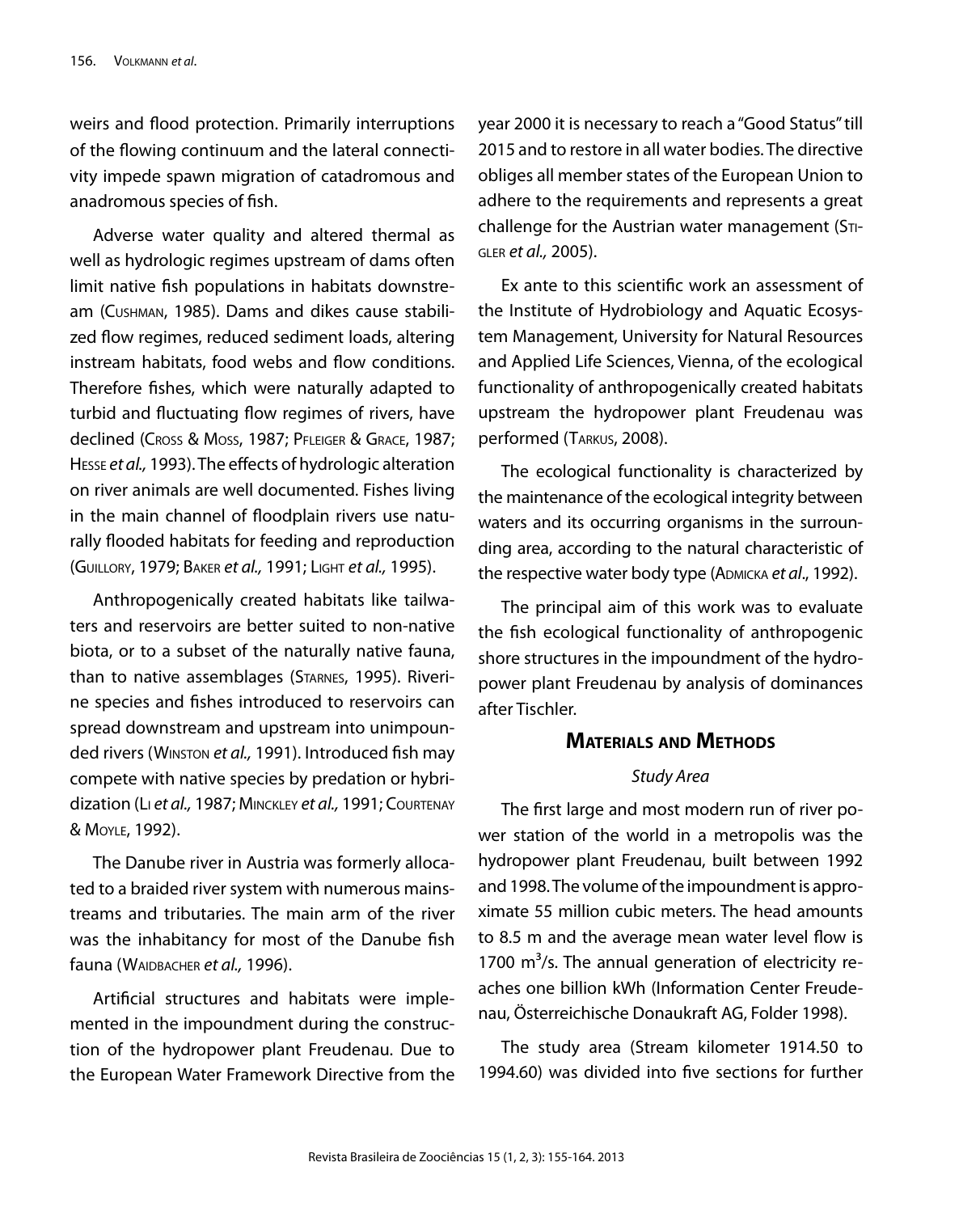weirs and flood protection. Primarily interruptions of the flowing continuum and the lateral connectivity impede spawn migration of catadromous and anadromous species of fish.

Adverse water quality and altered thermal as well as hydrologic regimes upstream of dams often limit native fish populations in habitats downstream (Cushman, 1985). Dams and dikes cause stabilized flow regimes, reduced sediment loads, altering instream habitats, food webs and flow conditions. Therefore fishes, which were naturally adapted to turbid and fluctuating flow regimes of rivers, have declined (Cross & Moss, 1987; Pfleiger & Grace, 1987; Hesse *et al.,* 1993). The effects of hydrologic alteration on river animals are well documented. Fishes living in the main channel of floodplain rivers use naturally flooded habitats for feeding and reproduction (Guillory, 1979; Baker *et al.,* 1991; Light *et al.,* 1995).

Anthropogenically created habitats like tailwaters and reservoirs are better suited to non-native biota, or to a subset of the naturally native fauna, than to native assemblages (Starnes, 1995). Riverine species and fishes introduced to reservoirs can spread downstream and upstream into unimpounded rivers (Winston *et al.,* 1991). Introduced fish may compete with native species by predation or hybridization (Li *et al.,* 1987; Minckley *et al.,* 1991; Courtenay & Moyle, 1992).

The Danube river in Austria was formerly allocated to a braided river system with numerous mainstreams and tributaries. The main arm of the river was the inhabitancy for most of the Danube fish fauna (Waidbacher *et al.,* 1996).

Artificial structures and habitats were implemented in the impoundment during the construction of the hydropower plant Freudenau. Due to the European Water Framework Directive from the year 2000 it is necessary to reach a "Good Status" till 2015 and to restore in all water bodies. The directive obliges all member states of the European Union to adhere to the requirements and represents a great challenge for the Austrian water management (Stigler *et al.,* 2005).

Ex ante to this scientific work an assessment of the Institute of Hydrobiology and Aquatic Ecosystem Management, University for Natural Resources and Applied Life Sciences, Vienna, of the ecological functionality of anthropogenically created habitats upstream the hydropower plant Freudenau was performed (Tarkus, 2008).

The ecological functionality is characterized by the maintenance of the ecological integrity between waters and its occurring organisms in the surrounding area, according to the natural characteristic of the respective water body type (Admicka *et al.*, 1992).

The principal aim of this work was to evaluate the fish ecological functionality of anthropogenic shore structures in the impoundment of the hydropower plant Freudenau by analysis of dominances after Tischler.

## Materials and Methods

### *Study Area*

The first large and most modern run of river power station of the world in a metropolis was the hydropower plant Freudenau, built between 1992 and 1998. The volume of the impoundment is approximate 55 million cubic meters. The head amounts to 8.5 m and the average mean water level flow is 1700 $m^3$/s. The annual generation of electricity reaches one billion kWh (Information Center Freudenau, Österreichische Donaukraft AG, Folder 1998).

The study area (Stream kilometer 1914.50 to 1994.60) was divided into five sections for further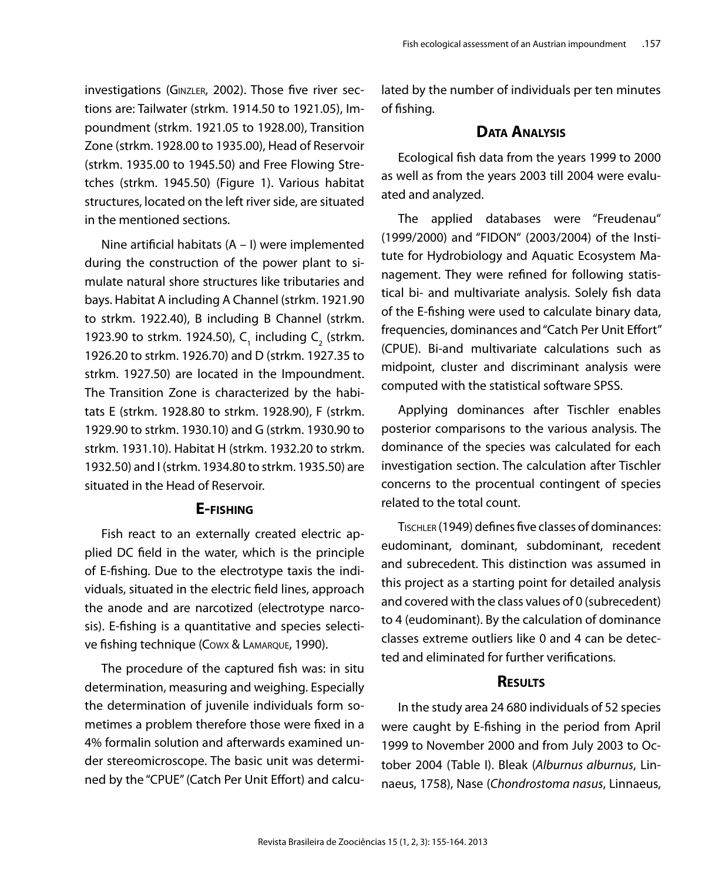investigations (Ginzler, 2002). Those five river sections are: Tailwater (strkm. 1914.50 to 1921.05), Impoundment (strkm. 1921.05 to 1928.00), Transition Zone (strkm. 1928.00 to 1935.00), Head of Reservoir (strkm. 1935.00 to 1945.50) and Free Flowing Stretches (strkm. 1945.50) (Figure 1). Various habitat structures, located on the left river side, are situated in the mentioned sections.

Nine artificial habitats (A – I) were implemented during the construction of the power plant to simulate natural shore structures like tributaries and bays. Habitat A including A Channel (strkm. 1921.90 to strkm. 1922.40), B including B Channel (strkm. 1923.90 to strkm. 1924.50), $C_1$ including $C_2$ (strkm. 1926.20 to strkm. 1926.70) and D (strkm. 1927.35 to strkm. 1927.50) are located in the Impoundment. The Transition Zone is characterized by the habitats E (strkm. 1928.80 to strkm. 1928.90), F (strkm. 1929.90 to strkm. 1930.10) and G (strkm. 1930.90 to strkm. 1931.10). Habitat H (strkm. 1932.20 to strkm. 1932.50) and I (strkm. 1934.80 to strkm. 1935.50) are situated in the Head of Reservoir.

## E-fishing

Fish react to an externally created electric applied DC field in the water, which is the principle of E-fishing. Due to the electrotype taxis the individuals, situated in the electric field lines, approach the anode and are narcotized (electrotype narcosis). E-fishing is a quantitative and species selective fishing technique (Cowx & Lamarque, 1990).

The procedure of the captured fish was: in situ determination, measuring and weighing. Especially the determination of juvenile individuals form sometimes a problem therefore those were fixed in a 4% formalin solution and afterwards examined under stereomicroscope. The basic unit was determined by the "CPUE" (Catch Per Unit Effort) and calculated by the number of individuals per ten minutes of fishing.

## Data Analysis

Ecological fish data from the years 1999 to 2000 as well as from the years 2003 till 2004 were evaluated and analyzed.

The applied databases were "Freudenau" (1999/2000) and "FIDON" (2003/2004) of the Institute for Hydrobiology and Aquatic Ecosystem Management. They were refined for following statistical bi- and multivariate analysis. Solely fish data of the E-fishing were used to calculate binary data, frequencies, dominances and "Catch Per Unit Effort" (CPUE). Bi-and multivariate calculations such as midpoint, cluster and discriminant analysis were computed with the statistical software SPSS.

Applying dominances after Tischler enables posterior comparisons to the various analysis. The dominance of the species was calculated for each investigation section. The calculation after Tischler concerns to the procentual contingent of species related to the total count.

Tischler (1949) defines five classes of dominances: eudominant, dominant, subdominant, recedent and subrecedent. This distinction was assumed in this project as a starting point for detailed analysis and covered with the class values of 0 (subrecedent) to 4 (eudominant). By the calculation of dominance classes extreme outliers like 0 and 4 can be detected and eliminated for further verifications.

## Results

In the study area 24 680 individuals of 52 species were caught by E-fishing in the period from April 1999 to November 2000 and from July 2003 to October 2004 (Table I). Bleak (*Alburnus alburnus*, Linnaeus, 1758), Nase (*Chondrostoma nasus*, Linnaeus,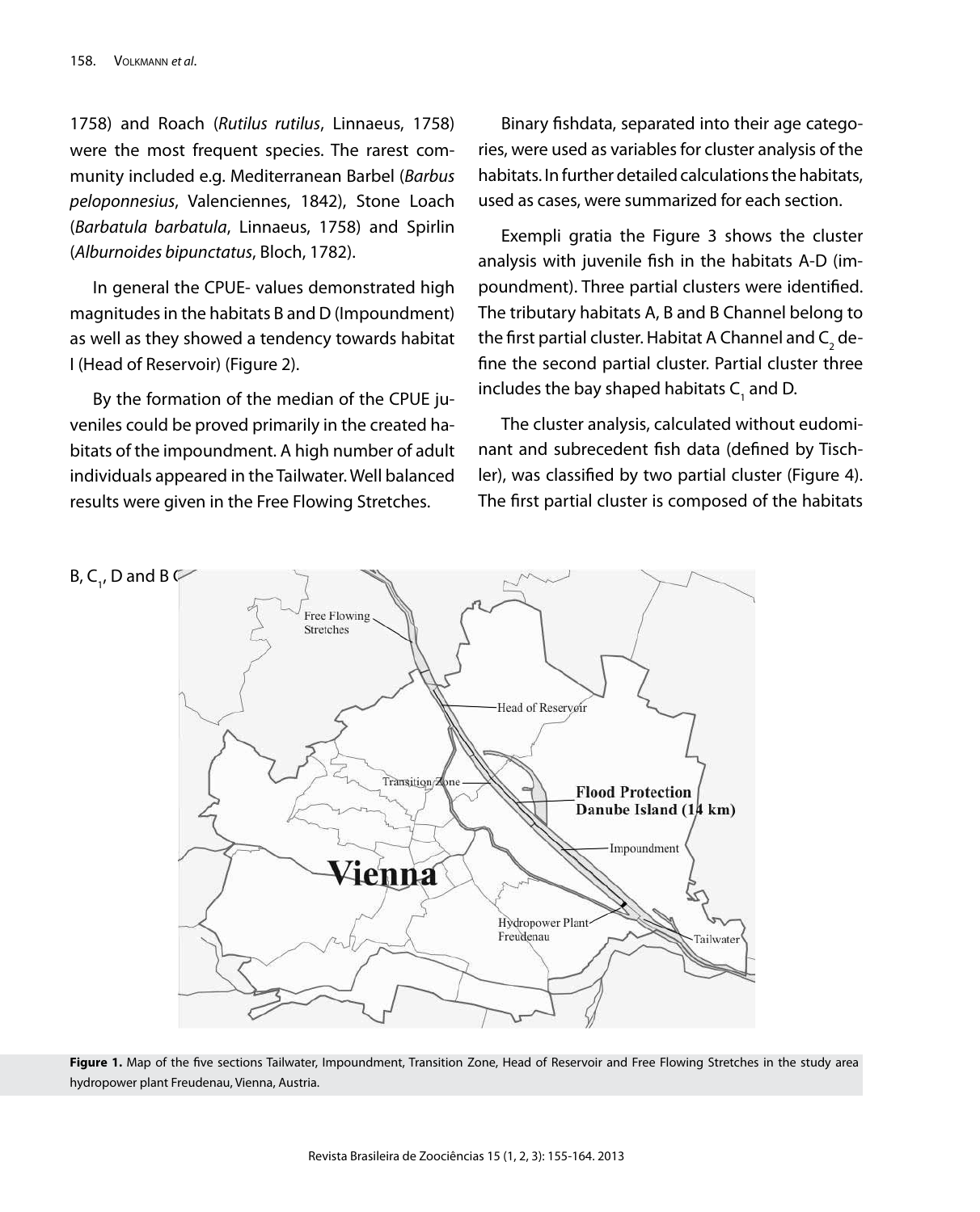1758) and Roach (*Rutilus rutilus*, Linnaeus, 1758) were the most frequent species. The rarest community included e.g. Mediterranean Barbel (*Barbus peloponnesius*, Valenciennes, 1842), Stone Loach (*Barbatula barbatula*, Linnaeus, 1758) and Spirlin (*Alburnoides bipunctatus*, Bloch, 1782).

In general the CPUE- values demonstrated high magnitudes in the habitats B and D (Impoundment) as well as they showed a tendency towards habitat I (Head of Reservoir) (Figure 2).

By the formation of the median of the CPUE juveniles could be proved primarily in the created habitats of the impoundment. A high number of adult individuals appeared in the Tailwater. Well balanced results were given in the Free Flowing Stretches.

Binary fishdata, separated into their age categories, were used as variables for cluster analysis of the habitats. In further detailed calculations the habitats, used as cases, were summarized for each section.

Exempli gratia the Figure 3 shows the cluster analysis with juvenile fish in the habitats A-D (impoundment). Three partial clusters were identified. The tributary habitats A, B and B Channel belong to the first partial cluster. Habitat A Channel and $C_2$ define the second partial cluster. Partial cluster three includes the bay shaped habitats $C_1$ and D.

The cluster analysis, calculated without eudominant and subrecedent fish data (defined by Tischler), was classified by two partial cluster (Figure 4). The first partial cluster is composed of the habitats B, $C_1$, D and B C

**Figure 1.** Map of the five sections Tailwater, Impoundment, Transition Zone, Head of Reservoir and Free Flowing Stretches in the study area hydropower plant Freudenau, Vienna, Austria.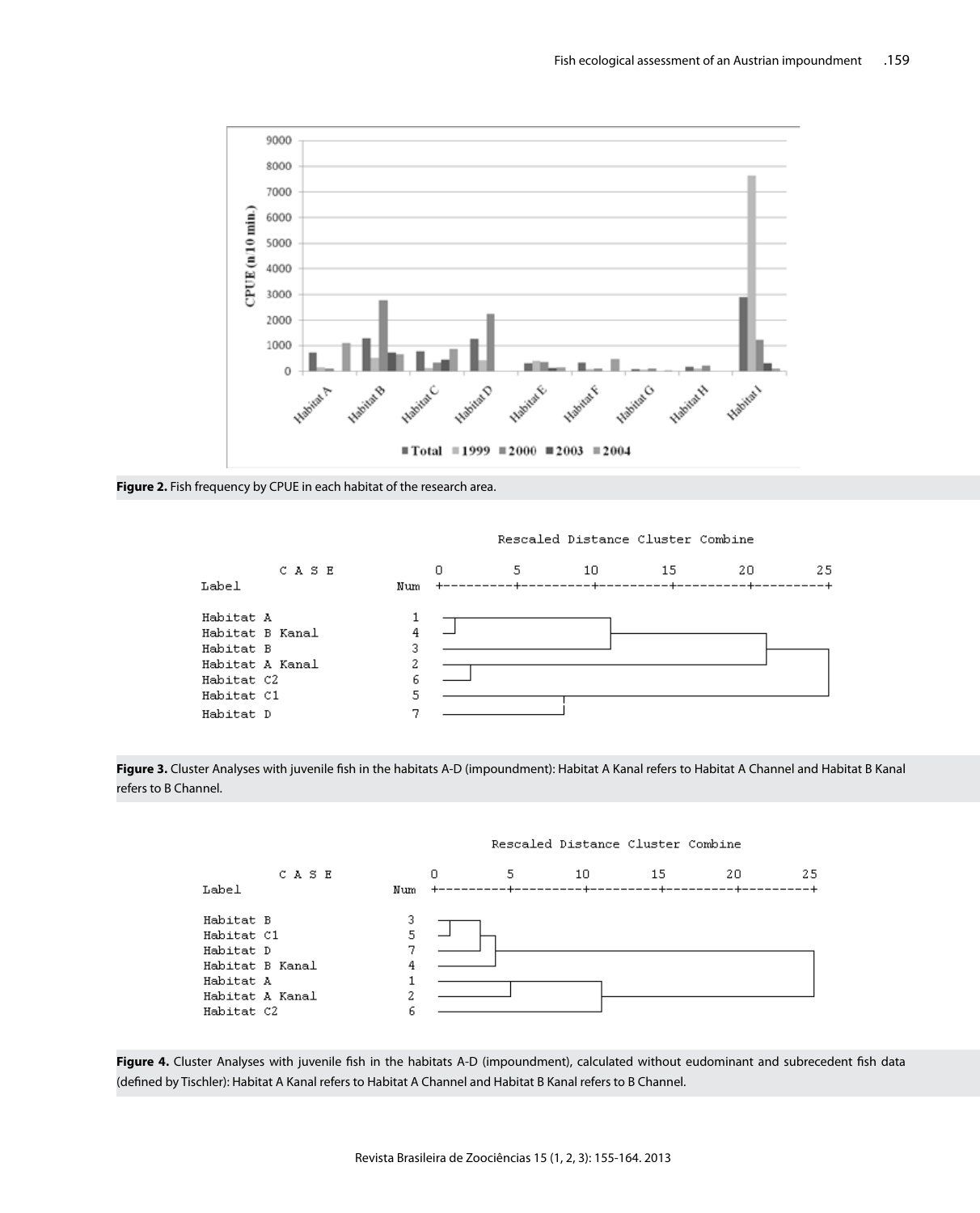**Figure 2.** Fish frequency by CPUE in each habitat of the research area.

**Figure 3.** Cluster Analyses with juvenile fish in the habitats A-D (impoundment): Habitat A Kanal refers to Habitat A Channel and Habitat B Kanal refers to B Channel.

**Figure 4.** Cluster Analyses with juvenile fish in the habitats A-D (impoundment), calculated without eudominant and subrecedent fish data (defined by Tischler): Habitat A Kanal refers to Habitat A Channel and Habitat B Kanal refers to B Channel.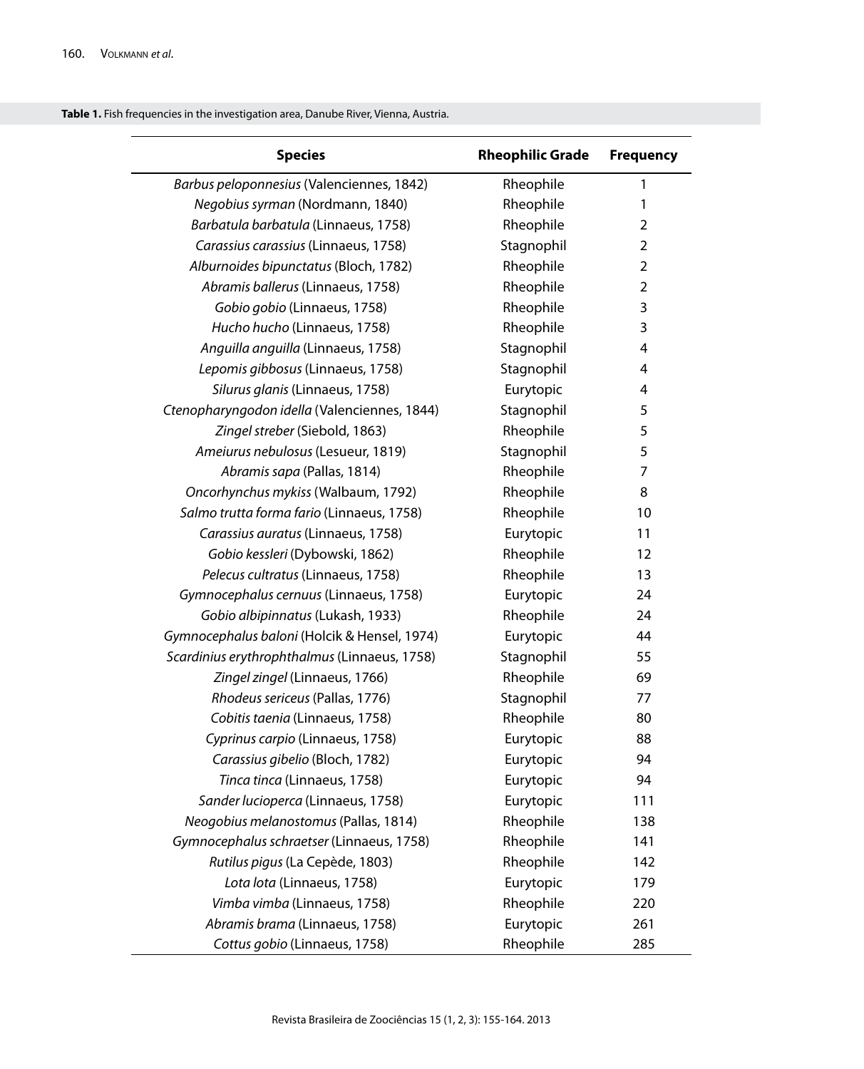**Table 1.** Fish frequencies in the investigation area, Danube River, Vienna, Austria.

| Species | Rheophilic Grade | Frequency |
|---|---|---|
| *Barbus peloponnesius* (Valenciennes, 1842) | Rheophile | 1 |
| *Negobius syrman* (Nordmann, 1840) | Rheophile | 1 |
| *Barbatula barbatula* (Linnaeus, 1758) | Rheophile | 2 |
| *Carassius carassius* (Linnaeus, 1758) | Stagnophil | 2 |
| *Alburnoides bipunctatus* (Bloch, 1782) | Rheophile | 2 |
| *Abramis ballerus* (Linnaeus, 1758) | Rheophile | 2 |
| *Gobio gobio* (Linnaeus, 1758) | Rheophile | 3 |
| *Hucho hucho* (Linnaeus, 1758) | Rheophile | 3 |
| *Anguilla anguilla* (Linnaeus, 1758) | Stagnophil | 4 |
| *Lepomis gibbosus* (Linnaeus, 1758) | Stagnophil | 4 |
| *Silurus glanis* (Linnaeus, 1758) | Eurytopic | 4 |
| *Ctenopharyngodon idella* (Valenciennes, 1844) | Stagnophil | 5 |
| *Zingel streber* (Siebold, 1863) | Rheophile | 5 |
| *Ameiurus nebulosus* (Lesueur, 1819) | Stagnophil | 5 |
| *Abramis sapa* (Pallas, 1814) | Rheophile | 7 |
| *Oncorhynchus mykiss* (Walbaum, 1792) | Rheophile | 8 |
| *Salmo trutta forma fario* (Linnaeus, 1758) | Rheophile | 10 |
| *Carassius auratus* (Linnaeus, 1758) | Eurytopic | 11 |
| *Gobio kessleri* (Dybowski, 1862) | Rheophile | 12 |
| *Pelecus cultratus* (Linnaeus, 1758) | Rheophile | 13 |
| *Gymnocephalus cernuus* (Linnaeus, 1758) | Eurytopic | 24 |
| *Gobio albipinnatus* (Lukash, 1933) | Rheophile | 24 |
| *Gymnocephalus baloni* (Holcik & Hensel, 1974) | Eurytopic | 44 |
| *Scardinius erythrophthalmus* (Linnaeus, 1758) | Stagnophil | 55 |
| *Zingel zingel* (Linnaeus, 1766) | Rheophile | 69 |
| *Rhodeus sericeus* (Pallas, 1776) | Stagnophil | 77 |
| *Cobitis taenia* (Linnaeus, 1758) | Rheophile | 80 |
| *Cyprinus carpio* (Linnaeus, 1758) | Eurytopic | 88 |
| *Carassius gibelio* (Bloch, 1782) | Eurytopic | 94 |
| *Tinca tinca* (Linnaeus, 1758) | Eurytopic | 94 |
| *Sander lucioperca* (Linnaeus, 1758) | Eurytopic | 111 |
| *Neogobius melanostomus* (Pallas, 1814) | Rheophile | 138 |
| *Gymnocephalus schraetser* (Linnaeus, 1758) | Rheophile | 141 |
| *Rutilus pigus* (La Cepède, 1803) | Rheophile | 142 |
| *Lota lota* (Linnaeus, 1758) | Eurytopic | 179 |
| *Vimba vimba* (Linnaeus, 1758) | Rheophile | 220 |
| *Abramis brama* (Linnaeus, 1758) | Eurytopic | 261 |
| *Cottus gobio* (Linnaeus, 1758) | Rheophile | 285 |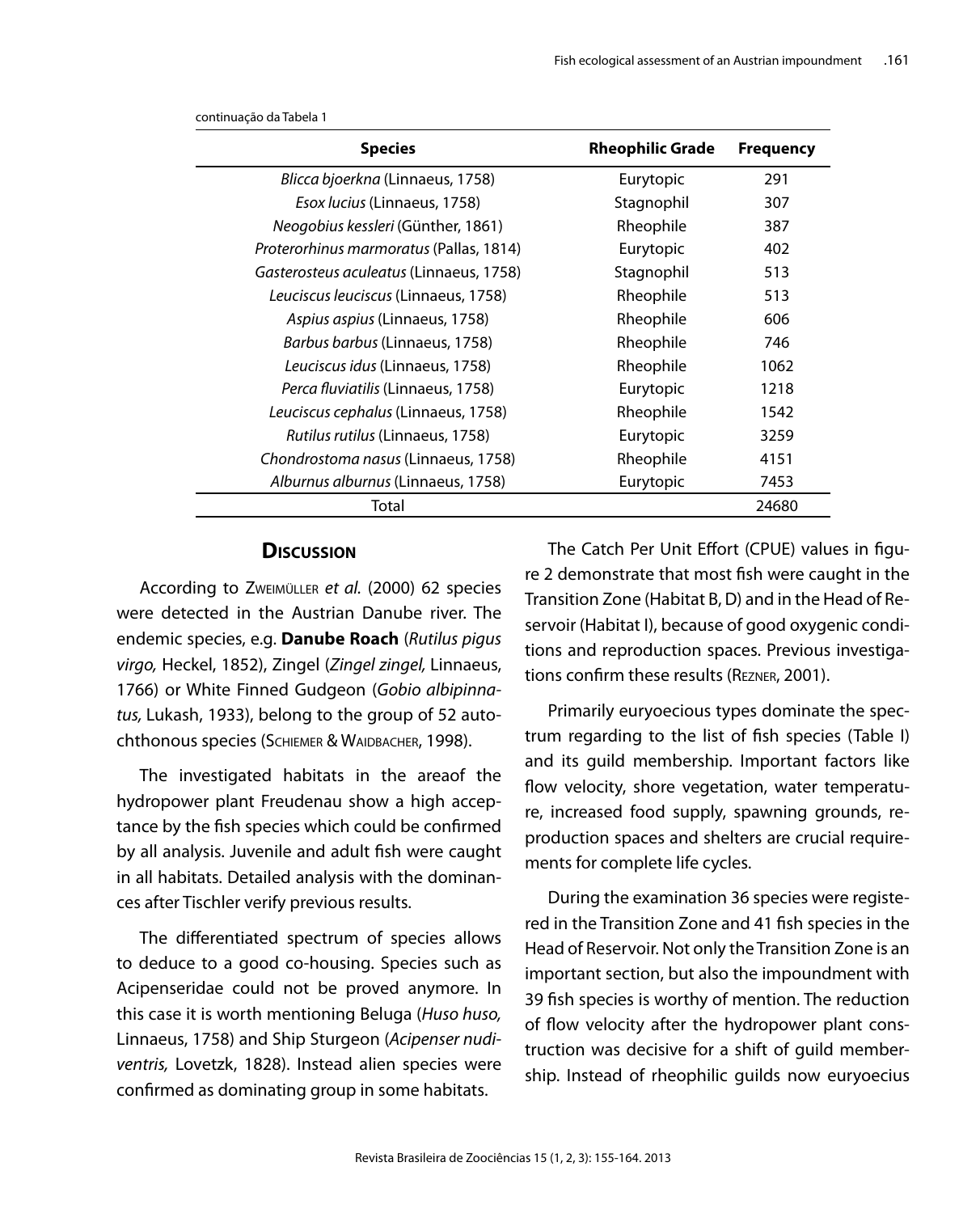continuação da Tabela 1

| Species | Rheophilic Grade | Frequency |
|---|---|---|
| *Blicca bjoerkna* (Linnaeus, 1758) | Eurytopic | 291 |
| *Esox lucius* (Linnaeus, 1758) | Stagnophil | 307 |
| *Neogobius kessleri* (Günther, 1861) | Rheophile | 387 |
| *Proterorhinus marmoratus* (Pallas, 1814) | Eurytopic | 402 |
| *Gasterosteus aculeatus* (Linnaeus, 1758) | Stagnophil | 513 |
| *Leuciscus leuciscus* (Linnaeus, 1758) | Rheophile | 513 |
| *Aspius aspius* (Linnaeus, 1758) | Rheophile | 606 |
| *Barbus barbus* (Linnaeus, 1758) | Rheophile | 746 |
| *Leuciscus idus* (Linnaeus, 1758) | Rheophile | 1062 |
| *Perca fluviatilis* (Linnaeus, 1758) | Eurytopic | 1218 |
| *Leuciscus cephalus* (Linnaeus, 1758) | Rheophile | 1542 |
| *Rutilus rutilus* (Linnaeus, 1758) | Eurytopic | 3259 |
| *Chondrostoma nasus* (Linnaeus, 1758) | Rheophile | 4151 |
| *Alburnus alburnus* (Linnaeus, 1758) | Eurytopic | 7453 |
| Total | | 24680 |

## Discussion

According to Zweimüller *et al.* (2000) 62 species were detected in the Austrian Danube river. The endemic species, e.g. **Danube Roach** (*Rutilus pigus virgo,* Heckel, 1852), Zingel (*Zingel zingel,* Linnaeus, 1766) or White Finned Gudgeon (*Gobio albipinnatus,* Lukash, 1933), belong to the group of 52 autochthonous species (Schiemer & Waidbacher, 1998).

The investigated habitats in the areaof the hydropower plant Freudenau show a high acceptance by the fish species which could be confirmed by all analysis. Juvenile and adult fish were caught in all habitats. Detailed analysis with the dominances after Tischler verify previous results.

The differentiated spectrum of species allows to deduce to a good co-housing. Species such as Acipenseridae could not be proved anymore. In this case it is worth mentioning Beluga (*Huso huso,* Linnaeus, 1758) and Ship Sturgeon (*Acipenser nudiventris,* Lovetzk, 1828). Instead alien species were confirmed as dominating group in some habitats.

The Catch Per Unit Effort (CPUE) values in figure 2 demonstrate that most fish were caught in the Transition Zone (Habitat B, D) and in the Head of Reservoir (Habitat I), because of good oxygenic conditions and reproduction spaces. Previous investigations confirm these results (Rezner, 2001).

Primarily euryoecious types dominate the spectrum regarding to the list of fish species (Table I) and its guild membership. Important factors like flow velocity, shore vegetation, water temperature, increased food supply, spawning grounds, reproduction spaces and shelters are crucial requirements for complete life cycles.

During the examination 36 species were registered in the Transition Zone and 41 fish species in the Head of Reservoir. Not only the Transition Zone is an important section, but also the impoundment with 39 fish species is worthy of mention. The reduction of flow velocity after the hydropower plant construction was decisive for a shift of guild membership. Instead of rheophilic guilds now euryoecius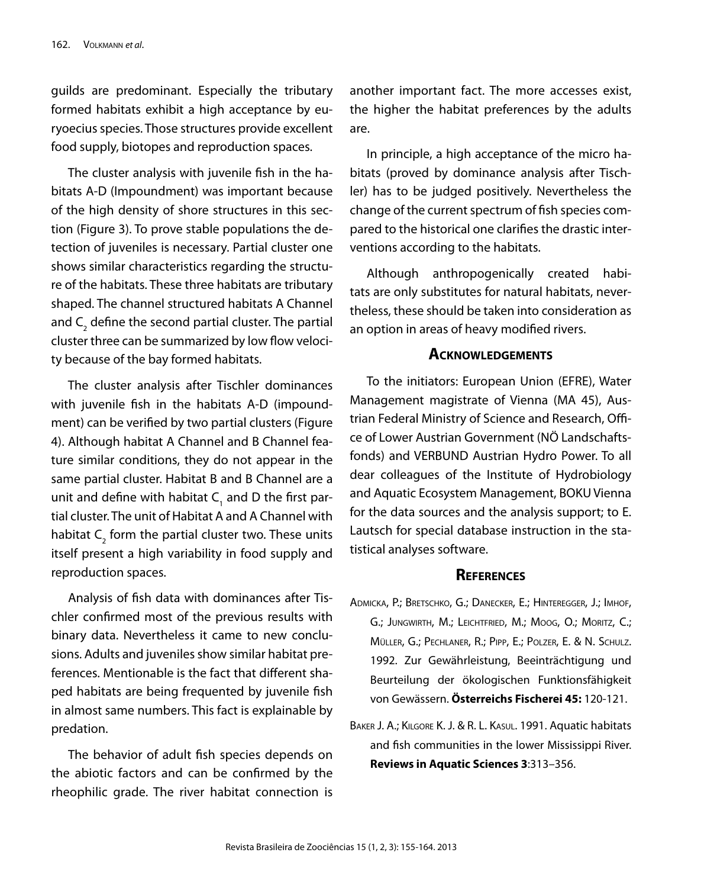guilds are predominant. Especially the tributary formed habitats exhibit a high acceptance by euryoecius species. Those structures provide excellent food supply, biotopes and reproduction spaces.

The cluster analysis with juvenile fish in the habitats A-D (Impoundment) was important because of the high density of shore structures in this section (Figure 3). To prove stable populations the detection of juveniles is necessary. Partial cluster one shows similar characteristics regarding the structure of the habitats. These three habitats are tributary shaped. The channel structured habitats A Channel and $C_2$ define the second partial cluster. The partial cluster three can be summarized by low flow velocity because of the bay formed habitats.

The cluster analysis after Tischler dominances with juvenile fish in the habitats A-D (impoundment) can be verified by two partial clusters (Figure 4). Although habitat A Channel and B Channel feature similar conditions, they do not appear in the same partial cluster. Habitat B and B Channel are a unit and define with habitat $C_1$ and D the first partial cluster. The unit of Habitat A and A Channel with habitat $C_2$ form the partial cluster two. These units itself present a high variability in food supply and reproduction spaces.

Analysis of fish data with dominances after Tischler confirmed most of the previous results with binary data. Nevertheless it came to new conclusions. Adults and juveniles show similar habitat preferences. Mentionable is the fact that different shaped habitats are being frequented by juvenile fish in almost same numbers. This fact is explainable by predation.

The behavior of adult fish species depends on the abiotic factors and can be confirmed by the rheophilic grade. The river habitat connection is another important fact. The more accesses exist, the higher the habitat preferences by the adults are.

In principle, a high acceptance of the micro habitats (proved by dominance analysis after Tischler) has to be judged positively. Nevertheless the change of the current spectrum of fish species compared to the historical one clarifies the drastic interventions according to the habitats.

Although anthropogenically created habitats are only substitutes for natural habitats, nevertheless, these should be taken into consideration as an option in areas of heavy modified rivers.

## Acknowledgements

To the initiators: European Union (EFRE), Water Management magistrate of Vienna (MA 45), Austrian Federal Ministry of Science and Research, Office of Lower Austrian Government (NÖ Landschaftsfonds) and VERBUND Austrian Hydro Power. To all dear colleagues of the Institute of Hydrobiology and Aquatic Ecosystem Management, BOKU Vienna for the data sources and the analysis support; to E. Lautsch for special database instruction in the statistical analyses software.

## References

Admicka, P.; Bretschko, G.; Danecker, E.; Hinteregger, J.; Imhof, G.; Jungwirth, M.; Leichtfried, M.; Moog, O.; Moritz, C.; Müller, G.; Pechlaner, R.; Pipp, E.; Polzer, E. & N. Schulz. 1992. Zur Gewährleistung, Beeinträchtigung und Beurteilung der ökologischen Funktionsfähigkeit von Gewässern. **Österreichs Fischerei 45:** 120-121.

Baker J. A.; Kilgore K. J. & R. L. Kasul. 1991. Aquatic habitats and fish communities in the lower Mississippi River. **Reviews in Aquatic Sciences 3**:313–356.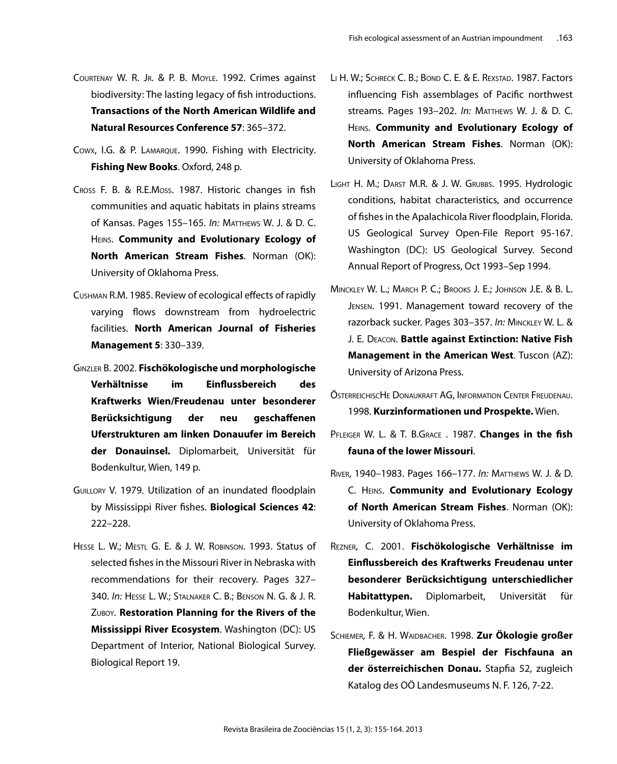Courtenay W. R. Jr. & P. B. Moyle. 1992. Crimes against biodiversity: The lasting legacy of fish introductions. **Transactions of the North American Wildlife and Natural Resources Conference 57**: 365–372.

Cowx, I.G. & P. Lamarque. 1990. Fishing with Electricity. **Fishing New Books**. Oxford, 248 p.

Cross F. B. & R.E.Moss. 1987. Historic changes in fish communities and aquatic habitats in plains streams of Kansas. Pages 155–165. *In:* Matthews W. J. & D. C. Heins. **Community and Evolutionary Ecology of North American Stream Fishes**. Norman (OK): University of Oklahoma Press.

Cushman R.M. 1985. Review of ecological effects of rapidly varying flows downstream from hydroelectric facilities. **North American Journal of Fisheries Management 5**: 330–339.

Ginzler B. 2002. **Fischökologische und morphologische Verhältnisse im Einflussbereich des Kraftwerks Wien/Freudenau unter besonderer Berücksichtigung der neu geschaffenen Uferstrukturen am linken Donauufer im Bereich der Donauinsel.** Diplomarbeit, Universität für Bodenkultur, Wien, 149 p.

Guillory V. 1979. Utilization of an inundated floodplain by Mississippi River fishes. **Biological Sciences 42**: 222–228.

Hesse L. W.; Mestl G. E. & J. W. Robinson. 1993. Status of selected fishes in the Missouri River in Nebraska with recommendations for their recovery. Pages 327–340. *In:* Hesse L. W.; Stalnaker C. B.; Benson N. G. & J. R. Zuboy. **Restoration Planning for the Rivers of the Mississippi River Ecosystem**. Washington (DC): US Department of Interior, National Biological Survey. Biological Report 19.

Li H. W.; Schreck C. B.; Bond C. E. & E. Rexstad. 1987. Factors influencing Fish assemblages of Pacific northwest streams. Pages 193–202. *In:* Matthews W. J. & D. C. Heins. **Community and Evolutionary Ecology of North American Stream Fishes**. Norman (OK): University of Oklahoma Press.

Light H. M.; Darst M.R. & J. W. Grubbs. 1995. Hydrologic conditions, habitat characteristics, and occurrence of fishes in the Apalachicola River floodplain, Florida. US Geological Survey Open-File Report 95-167. Washington (DC): US Geological Survey. Second Annual Report of Progress, Oct 1993–Sep 1994.

Minckley W. L.; March P. C.; Brooks J. E.; Johnson J.E. & B. L. Jensen. 1991. Management toward recovery of the razorback sucker. Pages 303–357. *In:* Minckley W. L. & J. E. Deacon. **Battle against Extinction: Native Fish Management in the American West**. Tuscon (AZ): University of Arizona Press.

ÖsterreichiscHe Donaukraft AG, Information Center Freudenau. 1998. **Kurzinformationen und Prospekte.** Wien.

Pfleiger W. L. & T. B.Grace . 1987. **Changes in the fish fauna of the lower Missouri**.

River, 1940–1983. Pages 166–177. *In:* Matthews W. J. & D. C. Heins. **Community and Evolutionary Ecology of North American Stream Fishes**. Norman (OK): University of Oklahoma Press.

Rezner, C. 2001. **Fischökologische Verhältnisse im Einflussbereich des Kraftwerks Freudenau unter besonderer Berücksichtigung unterschiedlicher Habitattypen.** Diplomarbeit, Universität für Bodenkultur, Wien.

Schiemer, F. & H. Waidbacher. 1998. **Zur Ökologie großer Fließgewässer am Bespiel der Fischfauna an der österreichischen Donau.** Stapfia 52, zugleich Katalog des OÖ Landesmuseums N. F. 126, 7-22.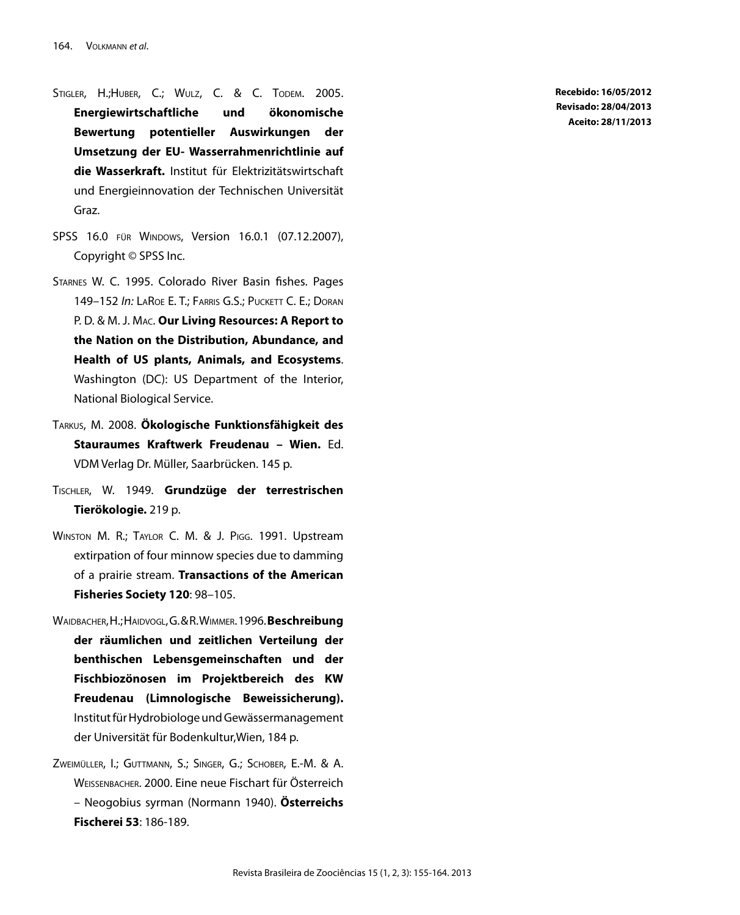Stigler, H.;Huber, C.; Wulz, C. & C. Todem. 2005. **Energiewirtschaftliche und ökonomische Bewertung potentieller Auswirkungen der Umsetzung der EU- Wasserrahmenrichtlinie auf die Wasserkraft.** Institut für Elektrizitätswirtschaft und Energieinnovation der Technischen Universität Graz.

SPSS 16.0 für Windows, Version 16.0.1 (07.12.2007), Copyright © SPSS Inc.

Starnes W. C. 1995. Colorado River Basin fishes. Pages 149–152 *In:* LaRoe E. T.; Farris G.S.; Puckett C. E.; Doran P. D. & M. J. Mac. **Our Living Resources: A Report to the Nation on the Distribution, Abundance, and Health of US plants, Animals, and Ecosystems**. Washington (DC): US Department of the Interior, National Biological Service.

Tarkus, M. 2008. **Ökologische Funktionsfähigkeit des Stauraumes Kraftwerk Freudenau – Wien.** Ed. VDM Verlag Dr. Müller, Saarbrücken. 145 p.

Tischler, W. 1949. **Grundzüge der terrestrischen Tierökologie.** 219 p.

Winston M. R.; Taylor C. M. & J. Pigg. 1991. Upstream extirpation of four minnow species due to damming of a prairie stream. **Transactions of the American Fisheries Society 120**: 98–105.

Waidbacher, H.; Haidvogl, G. & R. Wimmer. 1996. **Beschreibung der räumlichen und zeitlichen Verteilung der benthischen Lebensgemeinschaften und der Fischbiozönosen im Projektbereich des KW Freudenau (Limnologische Beweissicherung).** Institut für Hydrobiologe und Gewässermanagement der Universität für Bodenkultur,Wien, 184 p.

Zweimüller, I.; Guttmann, S.; Singer, G.; Schober, E.-M. & A. Weissenbacher. 2000. Eine neue Fischart für Österreich – Neogobius syrman (Normann 1940). **Österreichs Fischerei 53**: 186-189.

**Recebido: 16/05/2012**
**Revisado: 28/04/2013**
**Aceito: 28/11/2013**